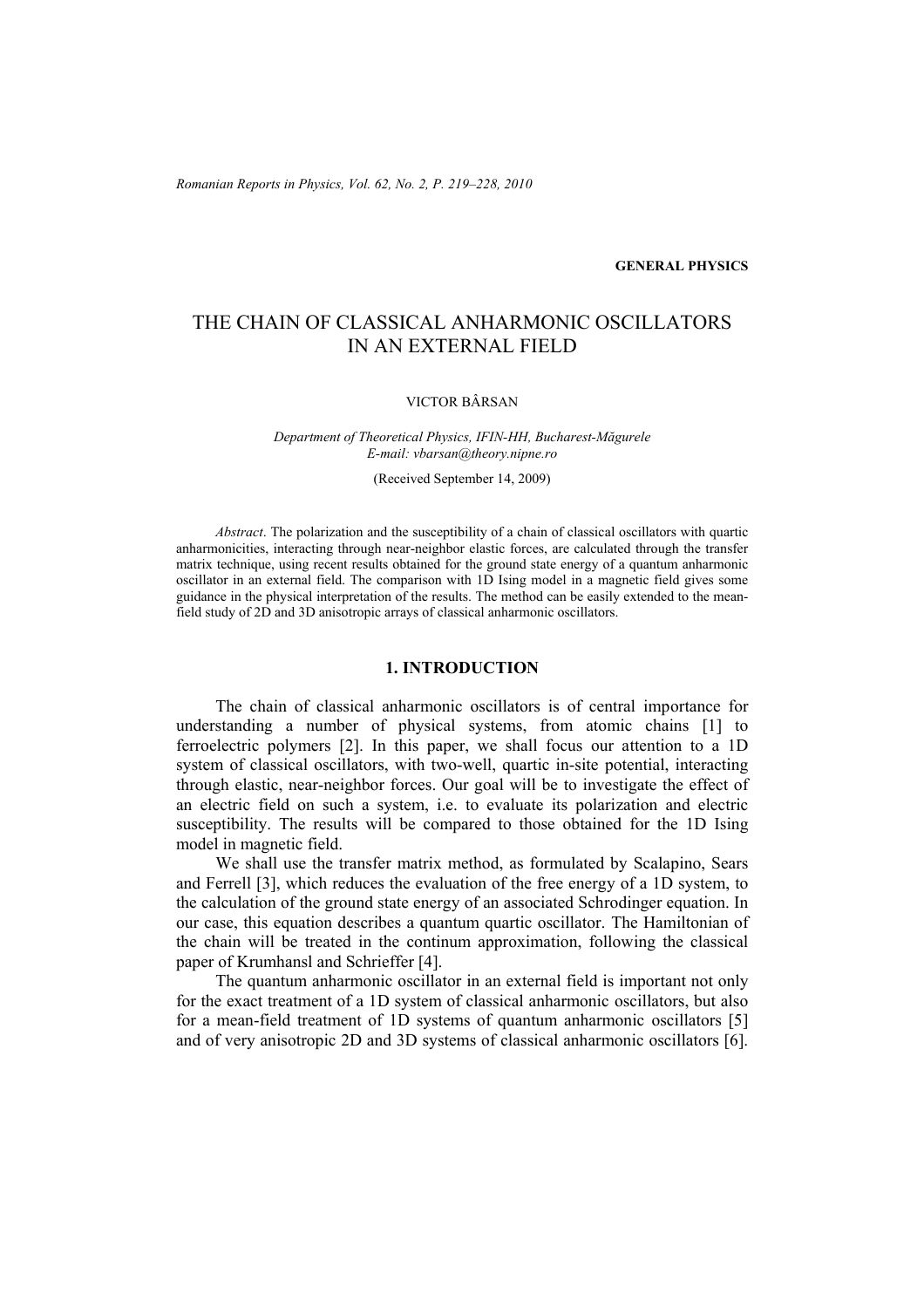GENERAL PHYSICS

# THE CHAIN OF CLASSICAL ANHARMONIC OSCILLATORS IN AN EXTERNAL FIELD

VICTOR BÂRSAN

*Department of Theoretical Physics, IFIN-HH, Bucharest-Măgurele*
*E-mail: vbarsan@theory.nipne.ro*

(Received September 14, 2009)

*Abstract*. The polarization and the susceptibility of a chain of classical oscillators with quartic anharmonicities, interacting through near-neighbor elastic forces, are calculated through the transfer matrix technique, using recent results obtained for the ground state energy of a quantum anharmonic oscillator in an external field. The comparison with 1D Ising model in a magnetic field gives some guidance in the physical interpretation of the results. The method can be easily extended to the mean-field study of 2D and 3D anisotropic arrays of classical anharmonic oscillators.

## 1. INTRODUCTION

The chain of classical anharmonic oscillators is of central importance for understanding a number of physical systems, from atomic chains [1] to ferroelectric polymers [2]. In this paper, we shall focus our attention to a 1D system of classical oscillators, with two-well, quartic in-site potential, interacting through elastic, near-neighbor forces. Our goal will be to investigate the effect of an electric field on such a system, i.e. to evaluate its polarization and electric susceptibility. The results will be compared to those obtained for the 1D Ising model in magnetic field.

We shall use the transfer matrix method, as formulated by Scalapino, Sears and Ferrell [3], which reduces the evaluation of the free energy of a 1D system, to the calculation of the ground state energy of an associated Schrodinger equation. In our case, this equation describes a quantum quartic oscillator. The Hamiltonian of the chain will be treated in the continum approximation, following the classical paper of Krumhansl and Schrieffer [4].

The quantum anharmonic oscillator in an external field is important not only for the exact treatment of a 1D system of classical anharmonic oscillators, but also for a mean-field treatment of 1D systems of quantum anharmonic oscillators [5] and of very anisotropic 2D and 3D systems of classical anharmonic oscillators [6].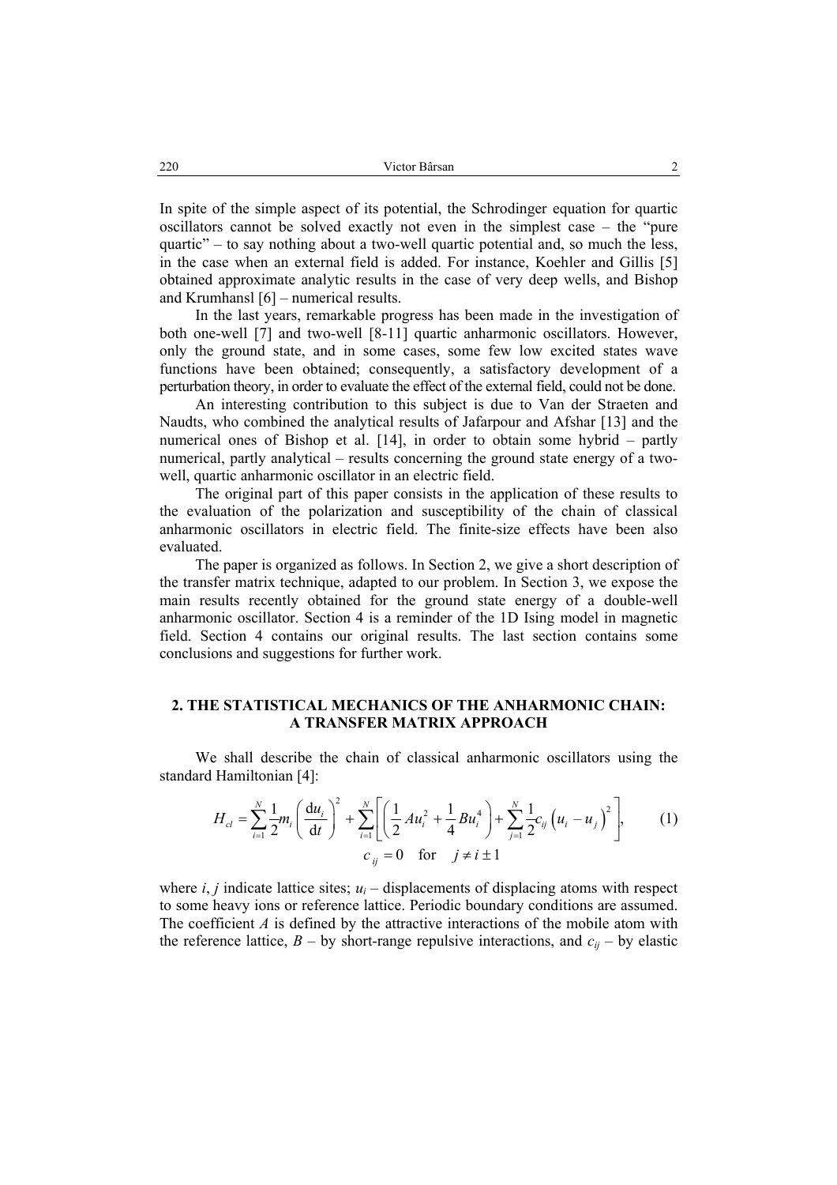In spite of the simple aspect of its potential, the Schrodinger equation for quartic oscillators cannot be solved exactly not even in the simplest case – the "pure quartic" – to say nothing about a two-well quartic potential and, so much the less, in the case when an external field is added. For instance, Koehler and Gillis [5] obtained approximate analytic results in the case of very deep wells, and Bishop and Krumhansl [6] – numerical results.

In the last years, remarkable progress has been made in the investigation of both one-well [7] and two-well [8-11] quartic anharmonic oscillators. However, only the ground state, and in some cases, some few low excited states wave functions have been obtained; consequently, a satisfactory development of a perturbation theory, in order to evaluate the effect of the external field, could not be done.

An interesting contribution to this subject is due to Van der Straeten and Naudts, who combined the analytical results of Jafarpour and Afshar [13] and the numerical ones of Bishop et al. [14], in order to obtain some hybrid – partly numerical, partly analytical – results concerning the ground state energy of a two-well, quartic anharmonic oscillator in an electric field.

The original part of this paper consists in the application of these results to the evaluation of the polarization and susceptibility of the chain of classical anharmonic oscillators in electric field. The finite-size effects have been also evaluated.

The paper is organized as follows. In Section 2, we give a short description of the transfer matrix technique, adapted to our problem. In Section 3, we expose the main results recently obtained for the ground state energy of a double-well anharmonic oscillator. Section 4 is a reminder of the 1D Ising model in magnetic field. Section 4 contains our original results. The last section contains some conclusions and suggestions for further work.

## 2. THE STATISTICAL MECHANICS OF THE ANHARMONIC CHAIN: A TRANSFER MATRIX APPROACH

We shall describe the chain of classical anharmonic oscillators using the standard Hamiltonian [4]:

$$H_{cl} = \sum_{i=1}^{N} \frac{1}{2} m_i \left( \frac{\mathrm{d}u_i}{\mathrm{d}t} \right)^2 + \sum_{i=1}^{N} \left[ \left( \frac{1}{2} A u_i^2 + \frac{1}{4} B u_i^4 \right) + \sum_{j=1}^{N} \frac{1}{2} c_{ij} \left( u_i - u_j \right)^2 \right], \tag{1}$$

$$c_{ij} = 0 \quad \text{for} \quad j \neq i \pm 1$$

where $i$, $j$ indicate lattice sites; $u_i$ – displacements of displacing atoms with respect to some heavy ions or reference lattice. Periodic boundary conditions are assumed. The coefficient $A$ is defined by the attractive interactions of the mobile atom with the reference lattice, $B$ – by short-range repulsive interactions, and $c_{ij}$ – by elastic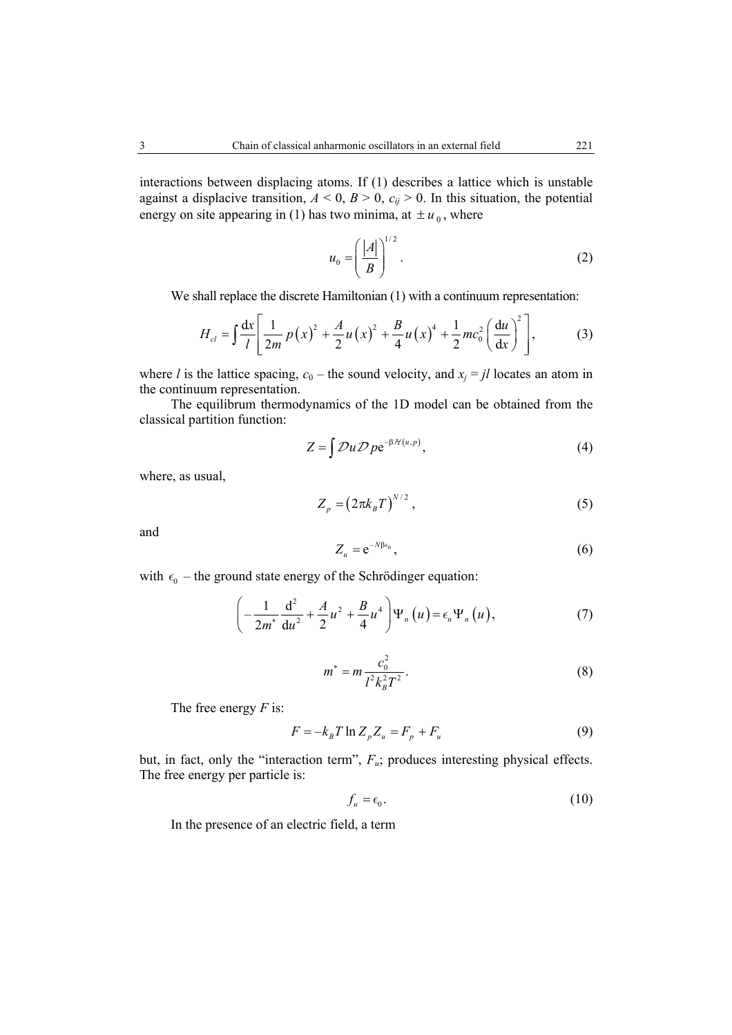interactions between displacing atoms. If (1) describes a lattice which is unstable against a displacive transition, $A < 0$, $B > 0$, $c_{ij} > 0$. In this situation, the potential energy on site appearing in (1) has two minima, at $\pm u_0$, where

$$u_0 = \left( \frac{|A|}{B} \right)^{1/2}. \tag{2}$$

We shall replace the discrete Hamiltonian (1) with a continuum representation:

$$H_{cl} = \int \frac{\mathrm{d}x}{l} \left[ \frac{1}{2m} p(x)^2 + \frac{A}{2} u(x)^2 + \frac{B}{4} u(x)^4 + \frac{1}{2} m c_0^2 \left( \frac{\mathrm{d}u}{\mathrm{d}x} \right)^2 \right], \tag{3}$$

where $l$ is the lattice spacing, $c_0$ – the sound velocity, and $x_j = jl$ locates an atom in the continuum representation.

The equilibrum thermodynamics of the 1D model can be obtained from the classical partition function:

$$Z = \int \mathcal{D}u \mathcal{D}p \mathrm{e}^{-\beta \mathcal{H}(u,p)}, \tag{4}$$

where, as usual,

$$Z_p = (2\pi k_B T)^{N/2}, \tag{5}$$

and

$$Z_u = \mathrm{e}^{-N\beta\epsilon_0}, \tag{6}$$

with $\epsilon_0$ – the ground state energy of the Schrödinger equation:

$$\left( -\frac{1}{2m^*} \frac{\mathrm{d}^2}{\mathrm{d}u^2} + \frac{A}{2} u^2 + \frac{B}{4} u^4 \right) \Psi_n(u) = \epsilon_n \Psi_n(u), \tag{7}$$

$$m^* = m \frac{c_0^2}{l^2 k_B^2 T^2}. \tag{8}$$

The free energy $F$ is:

$$F = -k_B T \ln Z_p Z_u = F_p + F_u \tag{9}$$

but, in fact, only the "interaction term", $F_u$; produces interesting physical effects. The free energy per particle is:

$$f_u = \epsilon_0. \tag{10}$$

In the presence of an electric field, a term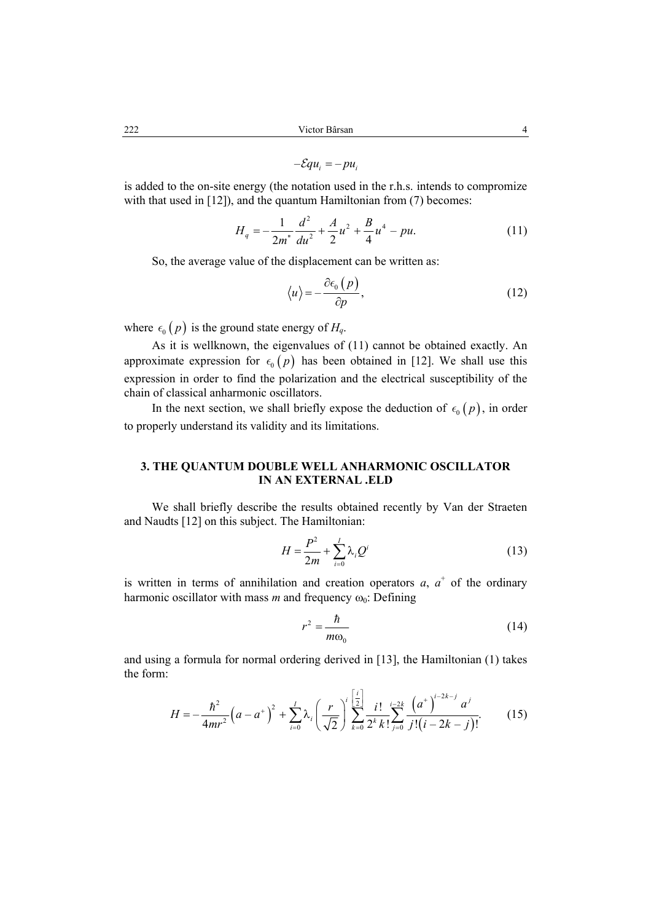$$-\mathcal{E}qu_i = -pu_i$$

is added to the on-site energy (the notation used in the r.h.s. intends to compromize with that used in [12]), and the quantum Hamiltonian from (7) becomes:

$$H_q = -\frac{1}{2m^*}\frac{d^2}{du^2} + \frac{A}{2}u^2 + \frac{B}{4}u^4 - pu. \tag{11}$$

So, the average value of the displacement can be written as:

$$\langle u \rangle = -\frac{\partial \epsilon_0(p)}{\partial p}, \tag{12}$$

where $\epsilon_0(p)$ is the ground state energy of $H_q$.

As it is wellknown, the eigenvalues of (11) cannot be obtained exactly. An approximate expression for $\epsilon_0(p)$ has been obtained in [12]. We shall use this expression in order to find the polarization and the electrical susceptibility of the chain of classical anharmonic oscillators.

In the next section, we shall briefly expose the deduction of $\epsilon_0(p)$, in order to properly understand its validity and its limitations.

## 3. THE QUANTUM DOUBLE WELL ANHARMONIC OSCILLATOR IN AN EXTERNAL .ELD

We shall briefly describe the results obtained recently by Van der Straeten and Naudts [12] on this subject. The Hamiltonian:

$$H = \frac{P^2}{2m} + \sum_{i=0}^{I} \lambda_i Q^i \tag{13}$$

is written in terms of annihilation and creation operators $a$, $a^+$ of the ordinary harmonic oscillator with mass $m$ and frequency $\omega_0$: Defining

$$r^2 = \frac{\hbar}{m\omega_0} \tag{14}$$

and using a formula for normal ordering derived in [13], the Hamiltonian (1) takes the form:

$$H = -\frac{\hbar^2}{4mr^2}\left(a - a^+\right)^2 + \sum_{i=0}^{I} \lambda_i \left(\frac{r}{\sqrt{2}}\right)^i \sum_{k=0}^{\left[\frac{i}{2}\right]} \frac{i!}{2^k\, k!} \sum_{j=0}^{i-2k} \frac{\left(a^+\right)^{i-2k-j} a^j}{j!\left(i-2k-j\right)!}. \tag{15}$$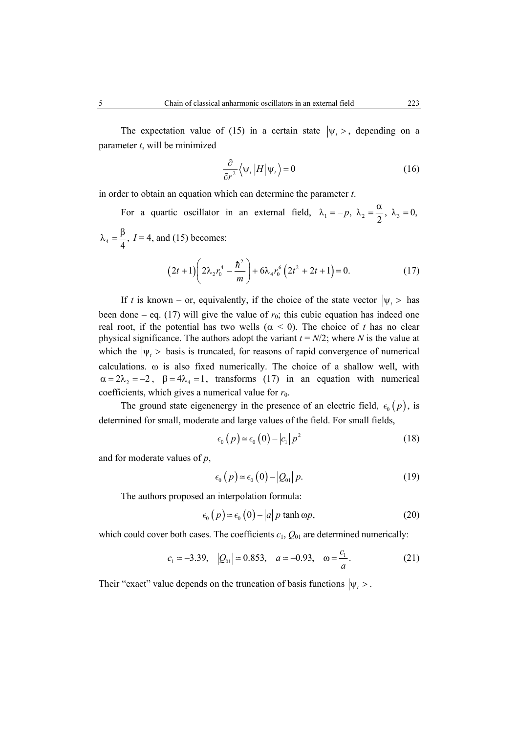The expectation value of (15) in a certain state $|\psi_t>$, depending on a parameter $t$, will be minimized

$$\frac{\partial}{\partial r^2}\left\langle \psi_t \left| H \right| \psi_t \right\rangle = 0 \tag{16}$$

in order to obtain an equation which can determine the parameter $t$.

For a quartic oscillator in an external field, $\lambda_1 = -p$, $\lambda_2 = \dfrac{\alpha}{2}$, $\lambda_3 = 0$, $\lambda_4 = \dfrac{\beta}{4}$, $I = 4$, and (15) becomes:

$$\left(2t+1\right)\left(2\lambda_2 r_0^4 - \frac{\hbar^2}{m}\right) + 6\lambda_4 r_0^6\left(2t^2 + 2t + 1\right) = 0. \tag{17}$$

If $t$ is known – or, equivalently, if the choice of the state vector $|\psi_t>$ has been done – eq. (17) will give the value of $r_0$; this cubic equation has indeed one real root, if the potential has two wells ($\alpha < 0$). The choice of $t$ has no clear physical significance. The authors adopt the variant $t = N/2$; where $N$ is the value at which the $|\psi_t>$ basis is truncated, for reasons of rapid convergence of numerical calculations. $\omega$ is also fixed numerically. The choice of a shallow well, with $\alpha = 2\lambda_2 = -2$, $\beta = 4\lambda_4 = 1$, transforms (17) in an equation with numerical coefficients, which gives a numerical value for $r_0$.

The ground state eigenenergy in the presence of an electric field, $\epsilon_0\left(p\right)$, is determined for small, moderate and large values of the field. For small fields,

$$\epsilon_0\left(p\right) \simeq \epsilon_0\left(0\right) - \left|c_1\right| p^2 \tag{18}$$

and for moderate values of $p$,

$$\epsilon_0\left(p\right) \simeq \epsilon_0\left(0\right) - \left|Q_{01}\right| p. \tag{19}$$

The authors proposed an interpolation formula:

$$\epsilon_0\left(p\right) \simeq \epsilon_0\left(0\right) - \left|a\right| p \tanh \omega p, \tag{20}$$

which could cover both cases. The coefficients $c_1$, $Q_{01}$ are determined numerically:

$$c_1 \simeq -3.39, \quad \left|Q_{01}\right| \simeq 0.853, \quad a \simeq -0.93, \quad \omega = \frac{c_1}{a}. \tag{21}$$

Their "exact" value depends on the truncation of basis functions $|\psi_t>$.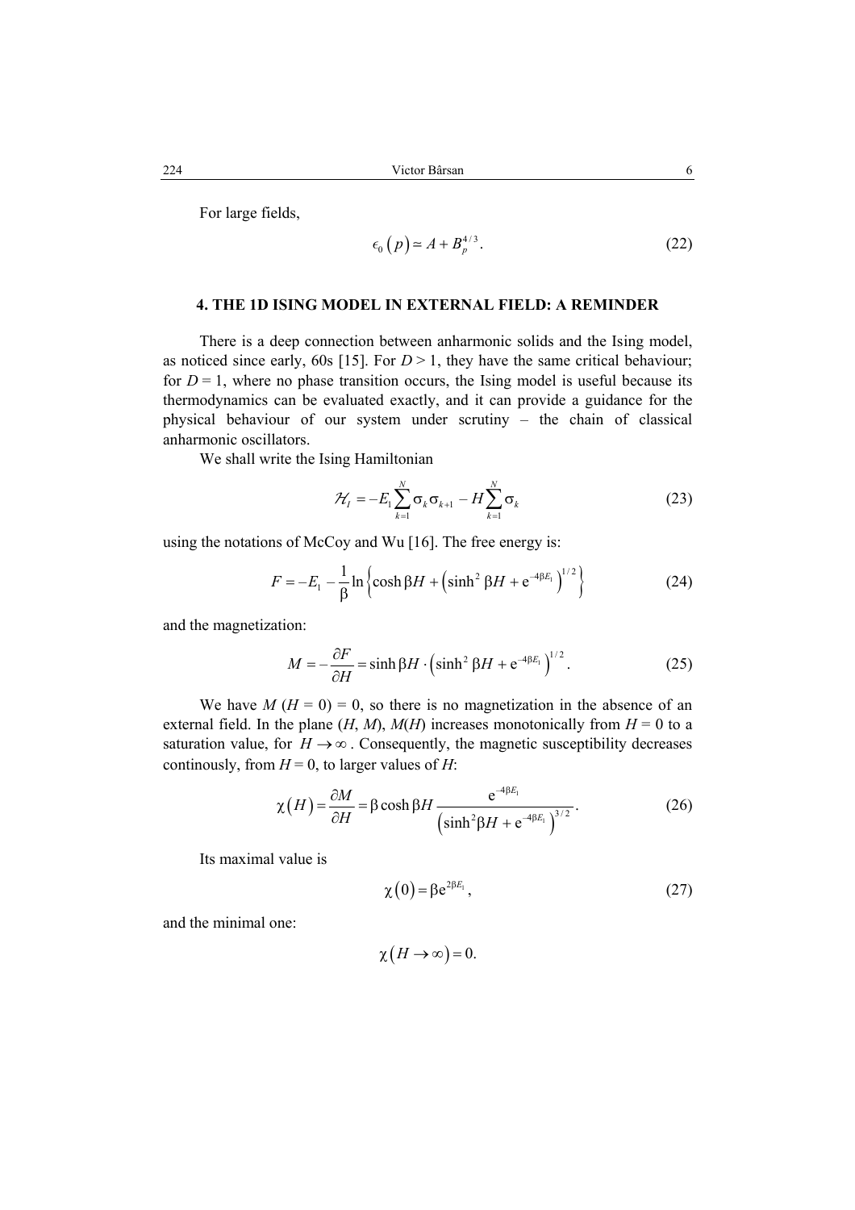For large fields,

$$\epsilon_0(p) \simeq A + B_p^{4/3}. \tag{22}$$

## 4. THE 1D ISING MODEL IN EXTERNAL FIELD: A REMINDER

There is a deep connection between anharmonic solids and the Ising model, as noticed since early, 60s [15]. For $D > 1$, they have the same critical behaviour; for $D = 1$, where no phase transition occurs, the Ising model is useful because its thermodynamics can be evaluated exactly, and it can provide a guidance for the physical behaviour of our system under scrutiny – the chain of classical anharmonic oscillators.

We shall write the Ising Hamiltonian

$$\mathcal{H}_I = -E_1 \sum_{k=1}^{N} \sigma_k \sigma_{k+1} - H \sum_{k=1}^{N} \sigma_k \tag{23}$$

using the notations of McCoy and Wu [16]. The free energy is:

$$F = -E_1 - \frac{1}{\beta} \ln\left\{\cosh \beta H + \left(\sinh^2 \beta H + \mathrm{e}^{-4\beta E_1}\right)^{1/2}\right\} \tag{24}$$

and the magnetization:

$$M = -\frac{\partial F}{\partial H} = \sinh \beta H \cdot \left(\sinh^2 \beta H + \mathrm{e}^{-4\beta E_1}\right)^{1/2}. \tag{25}$$

We have $M\,(H = 0) = 0$, so there is no magnetization in the absence of an external field. In the plane $(H, M)$, $M(H)$ increases monotonically from $H = 0$ to a saturation value, for $H \to \infty$. Consequently, the magnetic susceptibility decreases continously, from $H = 0$, to larger values of $H$:

$$\chi(H) = \frac{\partial M}{\partial H} = \beta \cosh \beta H \frac{\mathrm{e}^{-4\beta E_1}}{\left(\sinh^2 \beta H + \mathrm{e}^{-4\beta E_1}\right)^{3/2}}. \tag{26}$$

Its maximal value is

$$\chi(0) = \beta \mathrm{e}^{2\beta E_1}, \tag{27}$$

and the minimal one:

$$\chi(H \to \infty) = 0.$$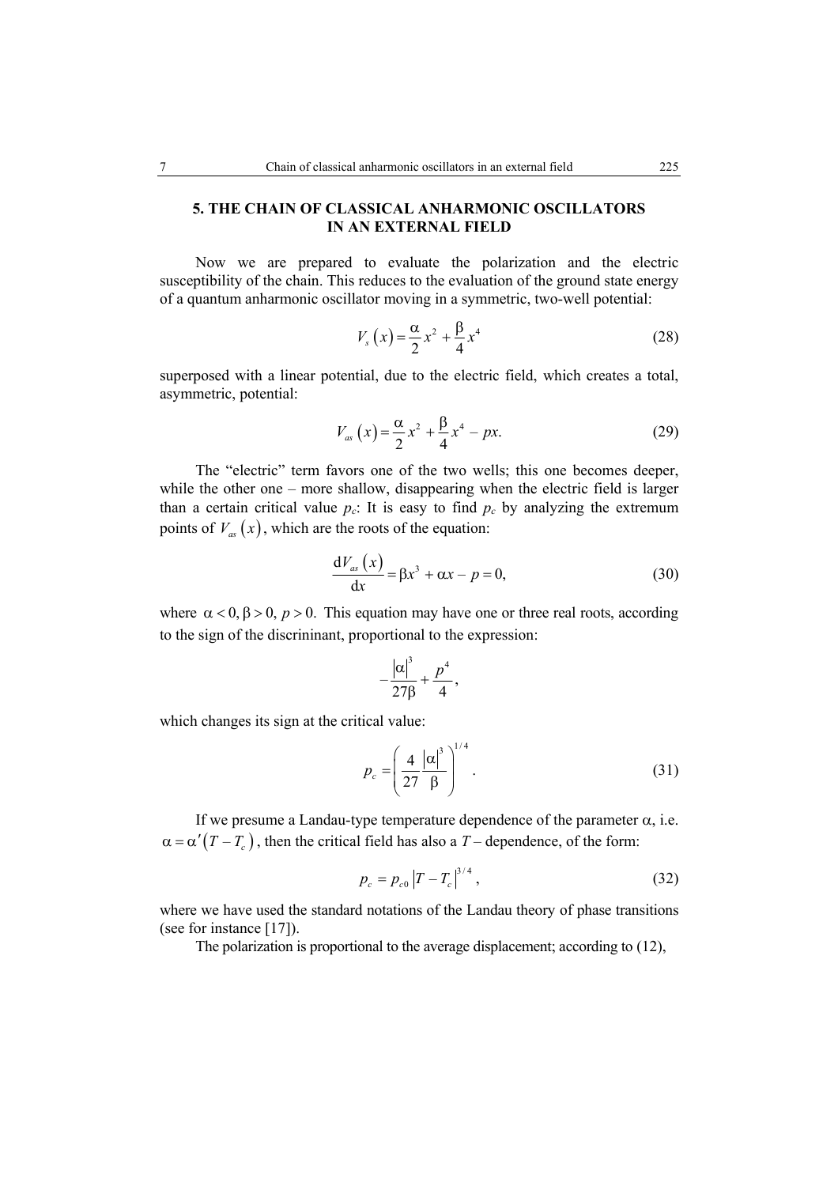## 5. THE CHAIN OF CLASSICAL ANHARMONIC OSCILLATORS IN AN EXTERNAL FIELD

Now we are prepared to evaluate the polarization and the electric susceptibility of the chain. This reduces to the evaluation of the ground state energy of a quantum anharmonic oscillator moving in a symmetric, two-well potential:

$$V_s(x) = \frac{\alpha}{2}x^2 + \frac{\beta}{4}x^4 \tag{28}$$

superposed with a linear potential, due to the electric field, which creates a total, asymmetric, potential:

$$V_{as}(x) = \frac{\alpha}{2}x^2 + \frac{\beta}{4}x^4 - px. \tag{29}$$

The "electric" term favors one of the two wells; this one becomes deeper, while the other one – more shallow, disappearing when the electric field is larger than a certain critical value $p_c$: It is easy to find $p_c$ by analyzing the extremum points of $V_{as}(x)$, which are the roots of the equation:

$$\frac{\mathrm{d}V_{as}(x)}{\mathrm{d}x} = \beta x^3 + \alpha x - p = 0, \tag{30}$$

where $\alpha < 0, \beta > 0, p > 0$. This equation may have one or three real roots, according to the sign of the discrininant, proportional to the expression:

$$-\frac{|\alpha|^3}{27\beta} + \frac{p^4}{4},$$

which changes its sign at the critical value:

$$p_c = \left(\frac{4}{27}\frac{|\alpha|^3}{\beta}\right)^{1/4}. \tag{31}$$

If we presume a Landau-type temperature dependence of the parameter $\alpha$, i.e. $\alpha = \alpha'(T - T_c)$, then the critical field has also a $T$ – dependence, of the form:

$$p_c = p_{c0}\,|T - T_c|^{3/4}, \tag{32}$$

where we have used the standard notations of the Landau theory of phase transitions (see for instance [17]).

The polarization is proportional to the average displacement; according to (12),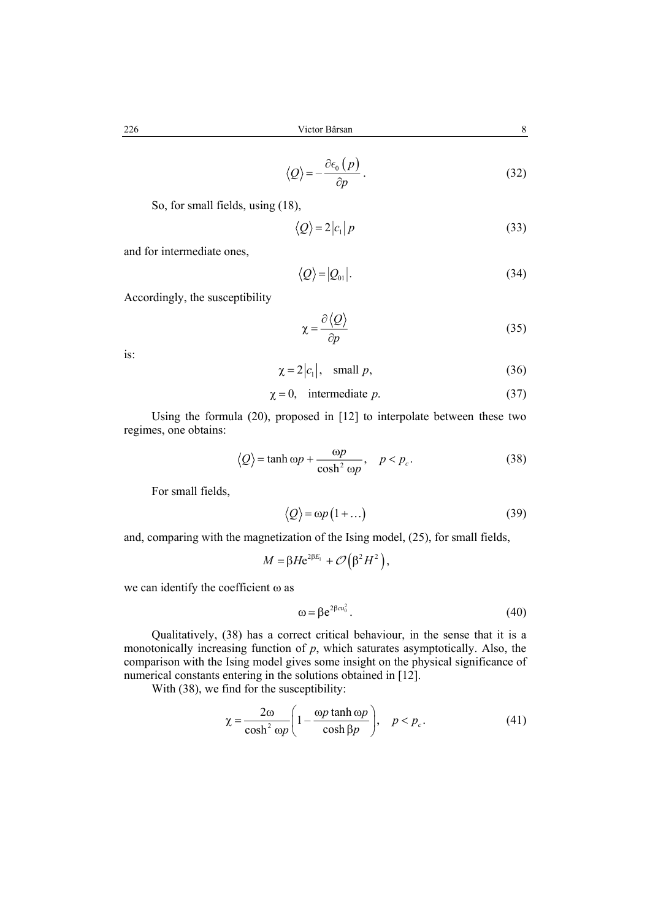$$\langle Q \rangle = -\frac{\partial \epsilon_0 (p)}{\partial p}. \tag{32}$$

So, for small fields, using (18),

$$\langle Q \rangle = 2|c_1| p \tag{33}$$

and for intermediate ones,

$$\langle Q \rangle = |Q_{01}|. \tag{34}$$

Accordingly, the susceptibility

$$\chi = \frac{\partial \langle Q \rangle}{\partial p} \tag{35}$$

is:

$$\chi = 2|c_1|, \quad \text{small } p, \tag{36}$$

$$\chi = 0, \quad \text{intermediate } p. \tag{37}$$

Using the formula (20), proposed in [12] to interpolate between these two regimes, one obtains:

$$\langle Q \rangle = \tanh \omega p + \frac{\omega p}{\cosh^2 \omega p}, \quad p < p_c. \tag{38}$$

For small fields,

$$\langle Q \rangle = \omega p (1 + \ldots) \tag{39}$$

and, comparing with the magnetization of the Ising model, (25), for small fields,

$$M = \beta H \mathrm{e}^{2\beta E_1} + \mathcal{O}\left(\beta^2 H^2\right),$$

we can identify the coefficient ω as

$$\omega \simeq \beta \mathrm{e}^{2\beta c u_0^2}. \tag{40}$$

Qualitatively, (38) has a correct critical behaviour, in the sense that it is a monotonically increasing function of $p$, which saturates asymptotically. Also, the comparison with the Ising model gives some insight on the physical significance of numerical constants entering in the solutions obtained in [12].

With (38), we find for the susceptibility:

$$\chi = \frac{2\omega}{\cosh^2 \omega p}\left(1 - \frac{\omega p \tanh \omega p}{\cosh \beta p}\right), \quad p < p_c. \tag{41}$$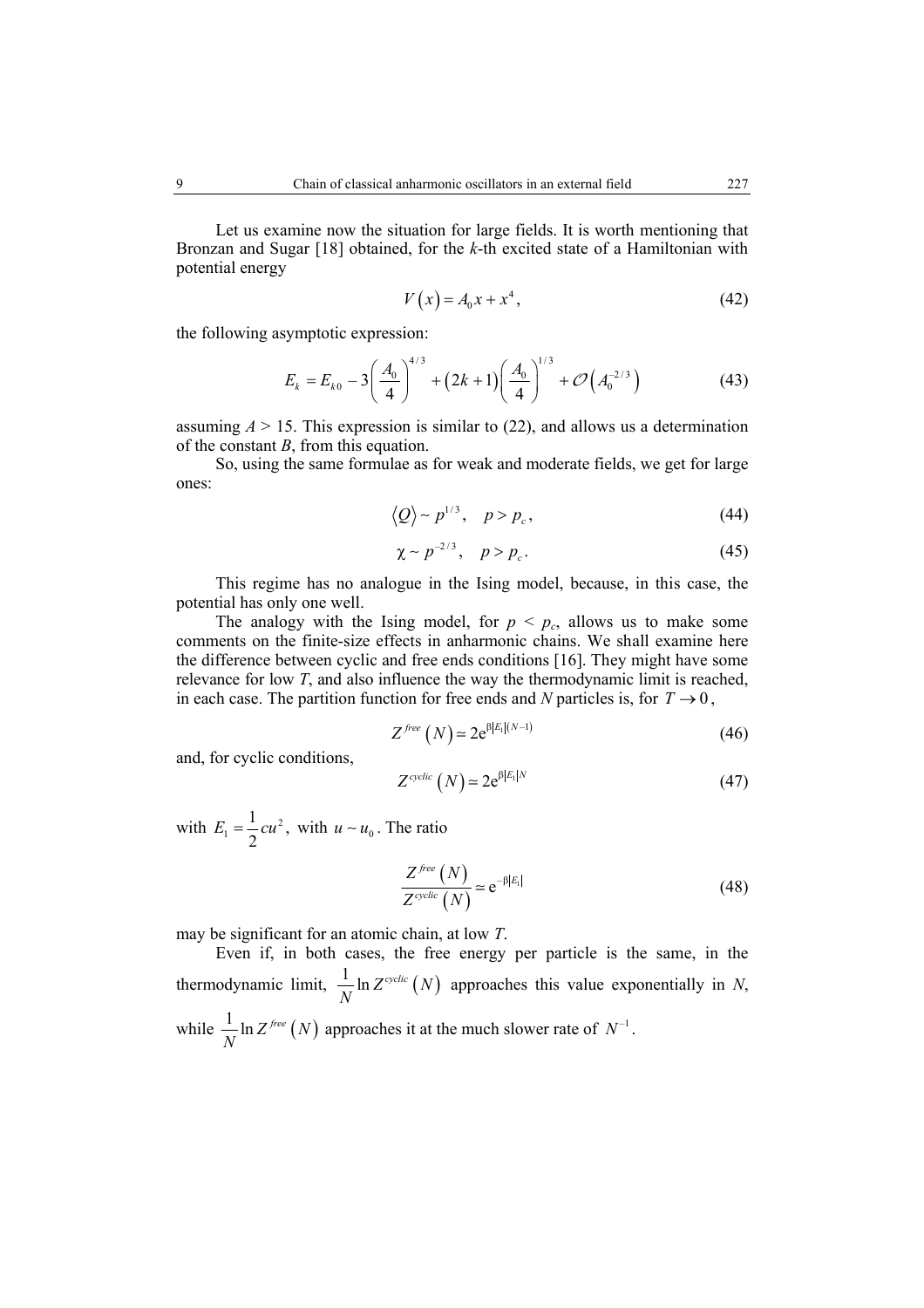Let us examine now the situation for large fields. It is worth mentioning that Bronzan and Sugar [18] obtained, for the $k$-th excited state of a Hamiltonian with potential energy

$$V(x) = A_0 x + x^4, \tag{42}$$

the following asymptotic expression:

$$E_k = E_{k0} - 3\left(\frac{A_0}{4}\right)^{4/3} + (2k+1)\left(\frac{A_0}{4}\right)^{1/3} + \mathcal{O}\left(A_0^{-2/3}\right) \tag{43}$$

assuming $A > 15$. This expression is similar to (22), and allows us a determination of the constant $B$, from this equation.

So, using the same formulae as for weak and moderate fields, we get for large ones:

$$\langle Q \rangle \sim p^{1/3}, \quad p > p_c, \tag{44}$$

$$\chi \sim p^{-2/3}, \quad p > p_c. \tag{45}$$

This regime has no analogue in the Ising model, because, in this case, the potential has only one well.

The analogy with the Ising model, for $p < p_c$, allows us to make some comments on the finite-size effects in anharmonic chains. We shall examine here the difference between cyclic and free ends conditions [16]. They might have some relevance for low $T$, and also influence the way the thermodynamic limit is reached, in each case. The partition function for free ends and $N$ particles is, for $T \to 0$,

$$Z^{free}(N) \simeq 2\mathrm{e}^{\beta |E_1|(N-1)} \tag{46}$$

and, for cyclic conditions,

$$Z^{cyclic}(N) \simeq 2\mathrm{e}^{\beta |E_1| N} \tag{47}$$

with $E_1 = \frac{1}{2}cu^2$, with $u \sim u_0$. The ratio

$$\frac{Z^{free}(N)}{Z^{cyclic}(N)} \simeq \mathrm{e}^{-\beta |E_1|} \tag{48}$$

may be significant for an atomic chain, at low $T$.

Even if, in both cases, the free energy per particle is the same, in the thermodynamic limit, $\frac{1}{N}\ln Z^{cyclic}(N)$ approaches this value exponentially in $N$, while $\frac{1}{N}\ln Z^{free}(N)$ approaches it at the much slower rate of $N^{-1}$.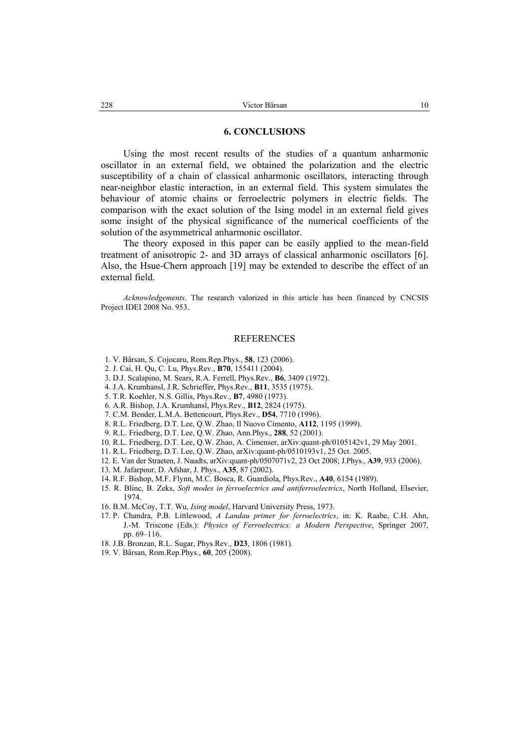## 6. CONCLUSIONS

Using the most recent results of the studies of a quantum anharmonic oscillator in an external field, we obtained the polarization and the electric susceptibility of a chain of classical anharmonic oscillators, interacting through near-neighbor elastic interaction, in an external field. This system simulates the behaviour of atomic chains or ferroelectric polymers in electric fields. The comparison with the exact solution of the Ising model in an external field gives some insight of the physical significance of the numerical coefficients of the solution of the asymmetrical anharmonic oscillator.

The theory exposed in this paper can be easily applied to the mean-field treatment of anisotropic 2- and 3D arrays of classical anharmonic oscillators [6]. Also, the Hsue-Chern approach [19] may be extended to describe the effect of an external field.

*Acknowledgements*. The research valorized in this article has been financed by CNCSIS Project IDEI 2008 No. 953.

## REFERENCES

1. V. Bârsan, S. Cojocaru, Rom.Rep.Phys., **58**, 123 (2006).
2. J. Cai, H. Qu, C. Lu, Phys.Rev., **B70**, 155411 (2004).
3. D.J. Scalapino, M. Sears, R.A. Ferrell, Phys.Rev., **B6**, 3409 (1972).
4. J.A. Krumhansl, J.R. Schrieffer, Phys.Rev., **B11**, 3535 (1975).
5. T.R. Koehler, N.S. Gillis, Phys.Rev., **B7**, 4980 (1973).
6. A.R. Bishop, J.A. Krumhansl, Phys.Rev., **B12**, 2824 (1975).
7. C.M. Bender, L.M.A. Bettencourt, Phys.Rev., **D54**, 7710 (1996).
8. R.L. Friedberg, D.T. Lee, Q.W. Zhao, Il Nuovo Cimento, **A112**, 1195 (1999).
9. R.L. Friedberg, D.T. Lee, Q.W. Zhao, Ann.Phys., **288**, 52 (2001).
10. R.L. Friedberg, D.T. Lee, Q.W. Zhao, A. Cimenser, arXiv:quant-ph/0105142v1, 29 May 2001.
11. R.L. Friedberg, D.T. Lee, Q.W. Zhao, arXiv:quant-ph/0510193v1, 25 Oct. 2005.
12. E. Van der Straeten, J. Naudts, arXiv:quant-ph/0507071v2, 23 Oct 2008; J.Phys., **A39**, 933 (2006).
13. M. Jafarpour, D. Afshar, J. Phys., **A35**, 87 (2002).
14. R.F. Bishop, M.F. Flynn, M.C. Bosca, R. Guardiola, Phys.Rev., **A40**, 6154 (1989).
15. R. Blinc, B. Zeks, *Soft modes in ferroelectrics and antiferroelectrics*, North Holland, Elsevier, 1974.
16. B.M. McCoy, T.T. Wu, *Ising model*, Harvard University Press, 1973.
17. P. Chandra, P.B. Littlewood, *A Landau primer for ferroelectrics*, in: K. Raabe, C.H. Ahn, J.-M. Triscone (Eds.): *Physics of Ferroelectrics: a Modern Perspective*, Springer 2007, pp. 69–116.
18. J.B. Bronzan, R.L. Sugar, Phys.Rev., **D23**, 1806 (1981).
19. V. Bârsan, Rom.Rep.Phys., **60**, 205 (2008).